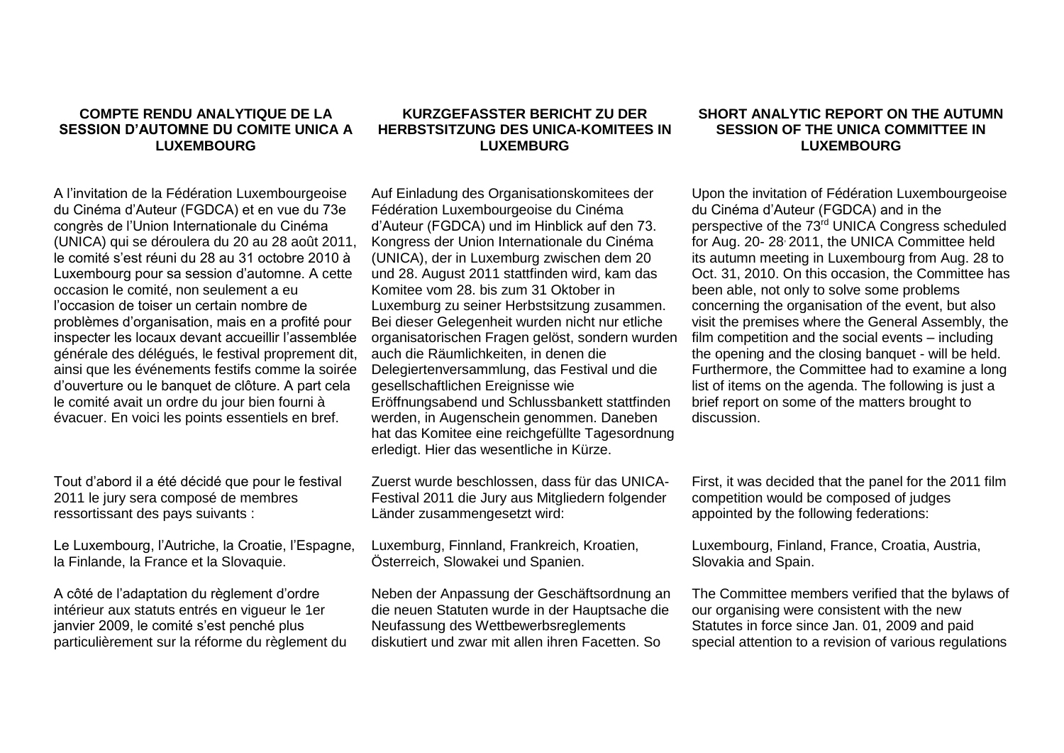**COMPTE RENDU ANALYTIQUE DE LA SESSION D'AUTOMNE DU COMITE UNICA A LUXEMBOURG**

A l'invitation de la Fédération Luxembourgeoise du Cinéma d'Auteur (FGDCA) et en vue du 73e congrès de l'Union Internationale du Cinéma (UNICA) qui se déroulera du 20 au 28 août 2011, le comité s'est réuni du 28 au 31 octobre 2010 à Luxembourg pour sa session d'automne. A cette occasion le comité, non seulement a eu l'occasion de toiser un certain nombre de problèmes d'organisation, mais en a profité pour inspecter les locaux devant accueillir l'assemblée générale des délégués, le festival proprement dit, ainsi que les événements festifs comme la soirée d'ouverture ou le banquet de clôture. A part cela le comité avait un ordre du jour bien fourni à évacuer. En voici les points essentiels en bref.

Tout d'abord il a été décidé que pour le festival 2011 le jury sera composé de membres ressortissant des pays suivants :

Le Luxembourg, l'Autriche, la Croatie, l'Espagne, la Finlande, la France et la Slovaquie.

A côté de l'adaptation du règlement d'ordre intérieur aux statuts entrés en vigueur le 1er janvier 2009, le comité s'est penché plus particulièrement sur la réforme du règlement du

**KURZGEFASSTER BERICHT ZU DER HERBSTSITZUNG DES UNICA-KOMITEES IN LUXEMBURG**

Auf Einladung des Organisationskomitees der Fédération Luxembourgeoise du Cinéma d'Auteur (FGDCA) und im Hinblick auf den 73. Kongress der Union Internationale du Cinéma (UNICA), der in Luxemburg zwischen dem 20 und 28. August 2011 stattfinden wird, kam das Komitee vom 28. bis zum 31 Oktober in Luxemburg zu seiner Herbstsitzung zusammen. Bei dieser Gelegenheit wurden nicht nur etliche organisatorischen Fragen gelöst, sondern wurden auch die Räumlichkeiten, in denen die Delegiertenversammlung, das Festival und die gesellschaftlichen Ereignisse wie Eröffnungsabend und Schlussbankett stattfinden werden, in Augenschein genommen. Daneben hat das Komitee eine reichgefüllte Tagesordnung erledigt. Hier das wesentliche in Kürze.

Zuerst wurde beschlossen, dass für das UNICA-Festival 2011 die Jury aus Mitgliedern folgender Länder zusammengesetzt wird:

Luxemburg, Finnland, Frankreich, Kroatien, Österreich, Slowakei und Spanien.

Neben der Anpassung der Geschäftsordnung an die neuen Statuten wurde in der Hauptsache die Neufassung des Wettbewerbsreglements diskutiert und zwar mit allen ihren Facetten. So

**SHORT ANALYTIC REPORT ON THE AUTUMN SESSION OF THE UNICA COMMITTEE IN LUXEMBOURG**

Upon the invitation of Fédération Luxembourgeoise du Cinéma d'Auteur (FGDCA) and in the perspective of the 73rd UNICA Congress scheduled for Aug. 20- 28, 2011, the UNICA Committee held its autumn meeting in Luxembourg from Aug. 28 to Oct. 31, 2010. On this occasion, the Committee has been able, not only to solve some problems concerning the organisation of the event, but also visit the premises where the General Assembly, the film competition and the social events – including the opening and the closing banquet - will be held. Furthermore, the Committee had to examine a long list of items on the agenda. The following is just a brief report on some of the matters brought to discussion.

First, it was decided that the panel for the 2011 film competition would be composed of judges appointed by the following federations:

Luxembourg, Finland, France, Croatia, Austria, Slovakia and Spain.

The Committee members verified that the bylaws of our organising were consistent with the new Statutes in force since Jan. 01, 2009 and paid special attention to a revision of various regulations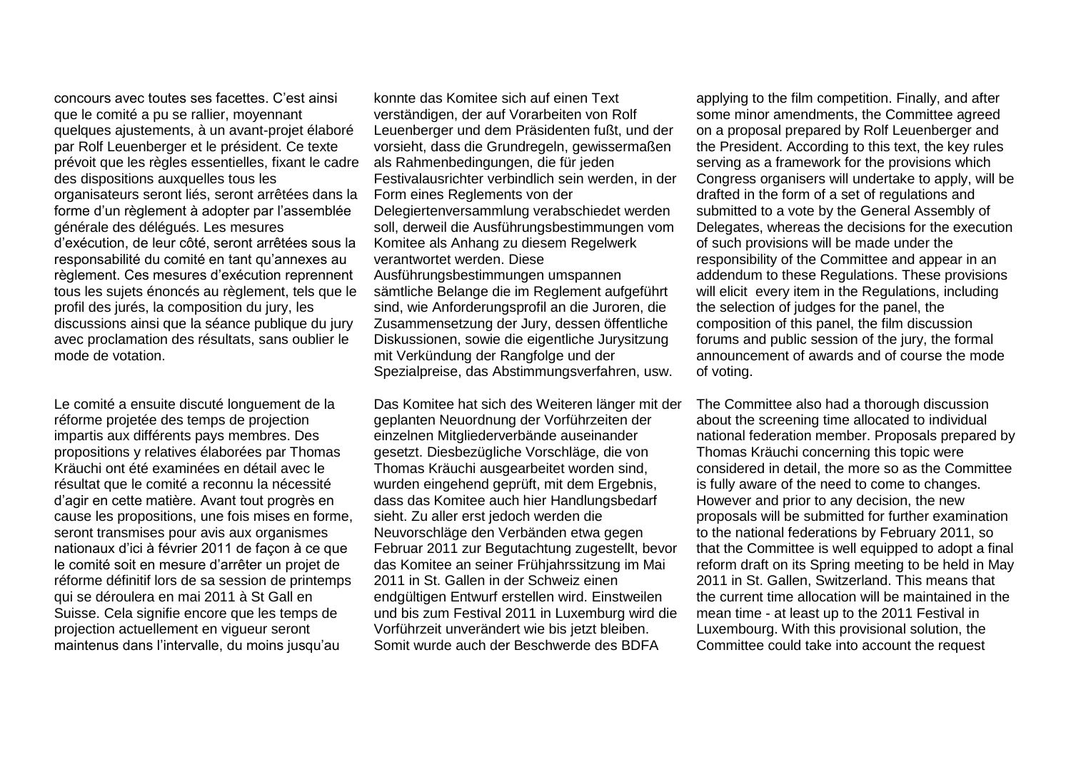concours avec toutes ses facettes. C'est ainsi que le comité a pu se rallier, moyennant quelques ajustements, à un avant-projet élaboré par Rolf Leuenberger et le président. Ce texte prévoit que les règles essentielles, fixant le cadre des dispositions auxquelles tous les organisateurs seront liés, seront arrêtées dans la forme d'un règlement à adopter par l'assemblée générale des délégués. Les mesures d'exécution, de leur côté, seront arrêtées sous la responsabilité du comité en tant qu'annexes au règlement. Ces mesures d'exécution reprennent tous les sujets énoncés au règlement, tels que le profil des jurés, la composition du jury, les discussions ainsi que la séance publique du jury avec proclamation des résultats, sans oublier le mode de votation.

Le comité a ensuite discuté longuement de la réforme projetée des temps de projection impartis aux différents pays membres. Des propositions y relatives élaborées par Thomas Kräuchi ont été examinées en détail avec le résultat que le comité a reconnu la nécessité d'agir en cette matière. Avant tout progrès en cause les propositions, une fois mises en forme, seront transmises pour avis aux organismes nationaux d'ici à février 2011 de façon à ce que le comité soit en mesure d'arrêter un projet de réforme définitif lors de sa session de printemps qui se déroulera en mai 2011 à St Gall en Suisse. Cela signifie encore que les temps de projection actuellement en vigueur seront maintenus dans l'intervalle, du moins jusqu'au

konnte das Komitee sich auf einen Text verständigen, der auf Vorarbeiten von Rolf Leuenberger und dem Präsidenten fußt, und der vorsieht, dass die Grundregeln, gewissermaßen als Rahmenbedingungen, die für jeden Festivalausrichter verbindlich sein werden, in der Form eines Reglementes von der Delegiertenversammlung verabschiedet werden soll, derweil die Ausführungsbestimmungen vom Komitee als Anhang zu diesem Regelwerk verantwortet werden. Diese Ausführungsbestimmungen umspannen sämtliche Belange die im Reglement aufgeführt sind, wie Anforderungsprofil an die Juroren, die Zusammensetzung der Jury, dessen öffentliche Diskussionen, sowie die eigentliche Jurysitzung mit Verkündung der Rangfolge und der Spezialpreise, das Abstimmungsverfahren, usw.

Das Komitee hat sich des Weiteren länger mit der geplanten Neuordnung der Vorführzeiten der einzelnen Mitgliederverbände auseinander gesetzt. Diesbezügliche Vorschläge, die von Thomas Kräuchi ausgearbeitet worden sind, wurden eingehend geprüft, mit dem Ergebnis, dass das Komitee auch hier Handlungsbedarf sieht. Zu aller erst jedoch werden die Neuvorschläge den Verbänden etwa gegen Februar 2011 zur Begutachtung zugestellt, bevor das Komitee an seiner Frühjahrssitzung im Mai 2011 in St. Gallen in der Schweiz einen endgültigen Entwurf erstellen wird. Einstweilen und bis zum Festival 2011 in Luxemburg wird die Vorführzeit unverändert wie bis jetzt bleiben. Somit wurde auch der Beschwerde des BDFA

applying to the film competition. Finally, and after some minor amendments, the Committee agreed on a proposal prepared by Rolf Leuenberger and the President. According to this text, the key rules serving as a framework for the provisions which Congress organisers will undertake to apply, will be drafted in the form of a set of regulations and submitted to a vote by the General Assembly of Delegates, whereas the decisions for the execution of such provisions will be made under the responsibility of the Committee and appear in an addendum to these Regulations. These provisions will elicit every item in the Regulations, including the selection of judges for the panel, the composition of this panel, the film discussion forums and public session of the jury, the formal announcement of awards and of course the mode of voting.

The Committee also had a thorough discussion about the screening time allocated to individual national federation member. Proposals prepared by Thomas Kräuchi concerning this topic were considered in detail, the more so as the Committee is fully aware of the need to come to changes. However and prior to any decision, the new proposals will be submitted for further examination to the national federations by February 2011, so that the Committee is well equipped to adopt a final reform draft on its Spring meeting to be held in May 2011 in St. Gallen, Switzerland. This means that the current time allocation will be maintained in the mean time - at least up to the 2011 Festival in Luxembourg. With this provisional solution, the Committee could take into account the request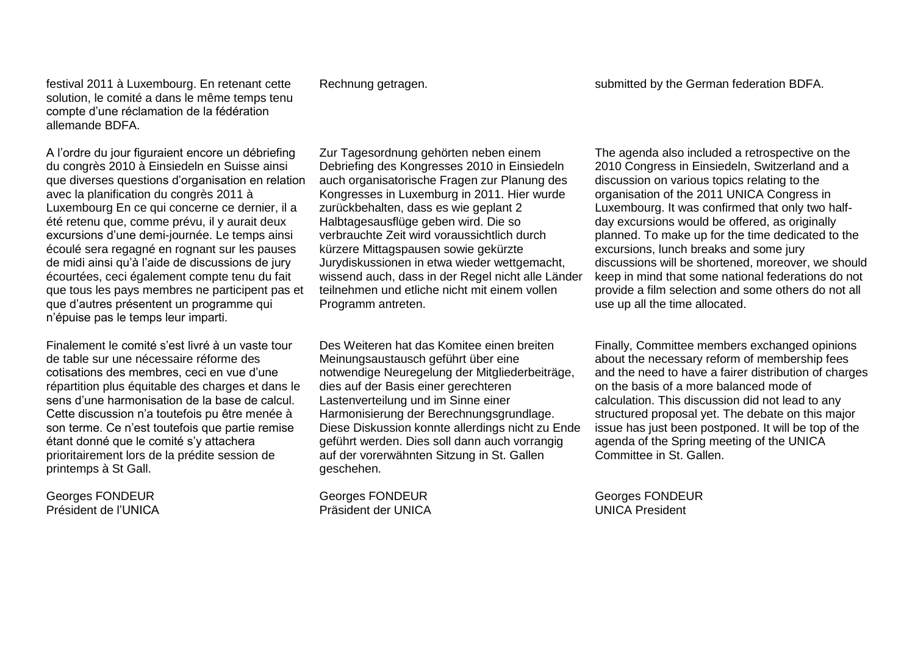festival 2011 à Luxembourg. En retenant cette solution, le comité a dans le même temps tenu compte d'une réclamation de la fédération allemande BDFA.

A l'ordre du jour figuraient encore un débriefing du congrès 2010 à Einsiedeln en Suisse ainsi que diverses questions d'organisation en relation avec la planification du congrès 2011 à Luxembourg En ce qui concerne ce dernier, il a été retenu que, comme prévu, il y aurait deux excursions d'une demi-journée. Le temps ainsi écoulé sera regagné en rognant sur les pauses de midi ainsi qu'à l'aide de discussions de jury écourtées, ceci également compte tenu du fait que tous les pays membres ne participent pas et que d'autres présentent un programme qui n'épuise pas le temps leur imparti.

Finalement le comité s'est livré à un vaste tour de table sur une nécessaire réforme des cotisations des membres, ceci en vue d'une répartition plus équitable des charges et dans le sens d'une harmonisation de la base de calcul. Cette discussion n'a toutefois pu être menée à son terme. Ce n'est toutefois que partie remise étant donné que le comité s'y attachera prioritairement lors de la prédite session de printemps à St Gall.

Georges FONDEUR
Président de l'UNICA

Rechnung getragen.

Zur Tagesordnung gehörten neben einem Debriefing des Kongresses 2010 in Einsiedeln auch organisatorische Fragen zur Planung des Kongresses in Luxemburg in 2011. Hier wurde zurückbehalten, dass es wie geplant 2 Halbtagesausflüge geben wird. Die so verbrauchte Zeit wird voraussichtlich durch kürzere Mittagspausen sowie gekürzte Jurydiskussionen in etwa wieder wettgemacht, wissend auch, dass in der Regel nicht alle Länder teilnehmen und etliche nicht mit einem vollen Programm antreten.

Des Weiteren hat das Komitee einen breiten Meinungsaustausch geführt über eine notwendige Neuregelung der Mitgliederbeiträge, dies auf der Basis einer gerechteren Lastenverteilung und im Sinne einer Harmonisierung der Berechnungsgrundlage. Diese Diskussion konnte allerdings nicht zu Ende geführt werden. Dies soll dann auch vorrangig auf der vorerwähnten Sitzung in St. Gallen geschehen.

Georges FONDEUR
Präsident der UNICA

submitted by the German federation BDFA.

The agenda also included a retrospective on the 2010 Congress in Einsiedeln, Switzerland and a discussion on various topics relating to the organisation of the 2011 UNICA Congress in Luxembourg. It was confirmed that only two half-day excursions would be offered, as originally planned. To make up for the time dedicated to the excursions, lunch breaks and some jury discussions will be shortened, moreover, we should keep in mind that some national federations do not provide a film selection and some others do not all use up all the time allocated.

Finally, Committee members exchanged opinions about the necessary reform of membership fees and the need to have a fairer distribution of charges on the basis of a more balanced mode of calculation. This discussion did not lead to any structured proposal yet. The debate on this major issue has just been postponed. It will be top of the agenda of the Spring meeting of the UNICA Committee in St. Gallen.

Georges FONDEUR
UNICA President